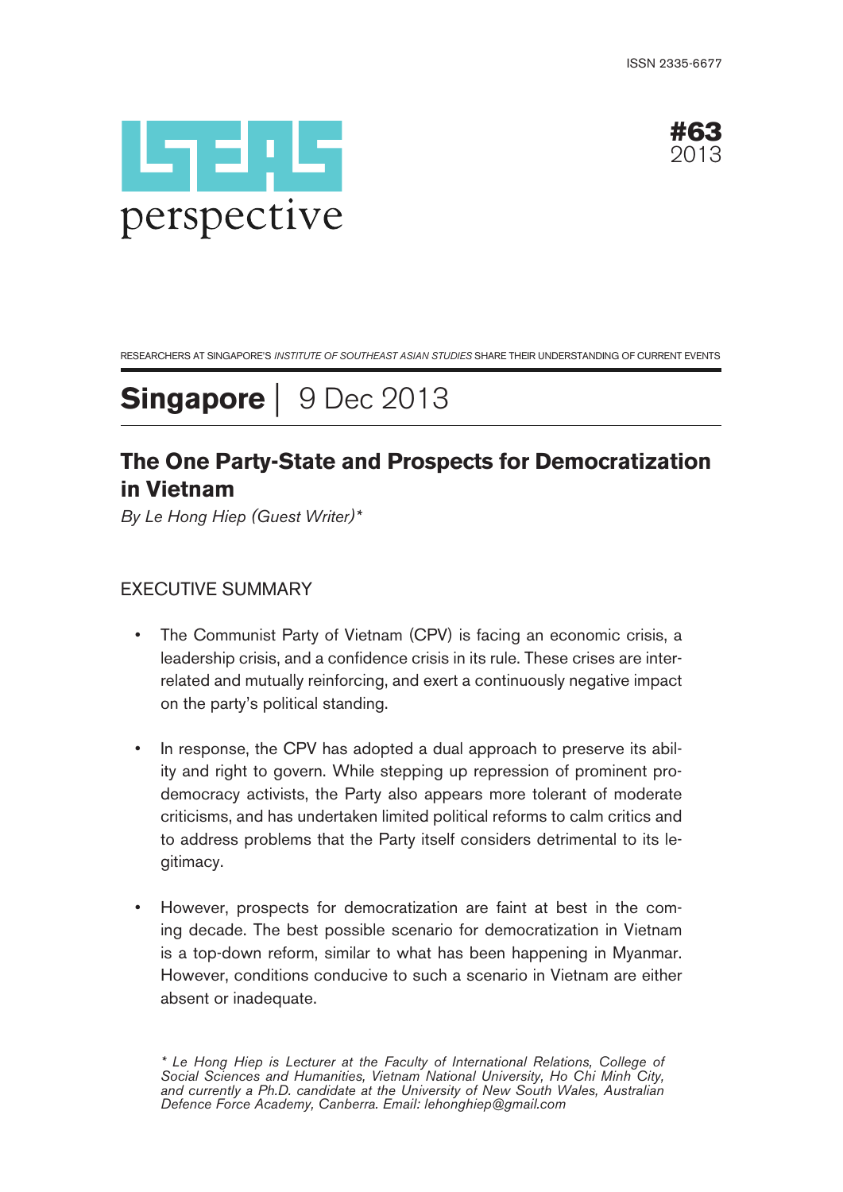ISSN 2335-6677

ISEAS perspective

#63 2013

RESEARCHERS AT SINGAPORE'S *INSTITUTE OF SOUTHEAST ASIAN STUDIES* SHARE THEIR UNDERSTANDING OF CURRENT EVENTS

# **Singapore** | 9 Dec 2013

## The One Party-State and Prospects for Democratization in Vietnam

*By Le Hong Hiep (Guest Writer)**

### EXECUTIVE SUMMARY

- The Communist Party of Vietnam (CPV) is facing an economic crisis, a leadership crisis, and a confidence crisis in its rule. These crises are interrelated and mutually reinforcing, and exert a continuously negative impact on the party's political standing.

- In response, the CPV has adopted a dual approach to preserve its ability and right to govern. While stepping up repression of prominent pro-democracy activists, the Party also appears more tolerant of moderate criticisms, and has undertaken limited political reforms to calm critics and to address problems that the Party itself considers detrimental to its legitimacy.

- However, prospects for democratization are faint at best in the coming decade. The best possible scenario for democratization in Vietnam is a top-down reform, similar to what has been happening in Myanmar. However, conditions conducive to such a scenario in Vietnam are either absent or inadequate.

*\* Le Hong Hiep is Lecturer at the Faculty of International Relations, College of Social Sciences and Humanities, Vietnam National University, Ho Chi Minh City, and currently a Ph.D. candidate at the University of New South Wales, Australian Defence Force Academy, Canberra. Email: lehonghiep@gmail.com*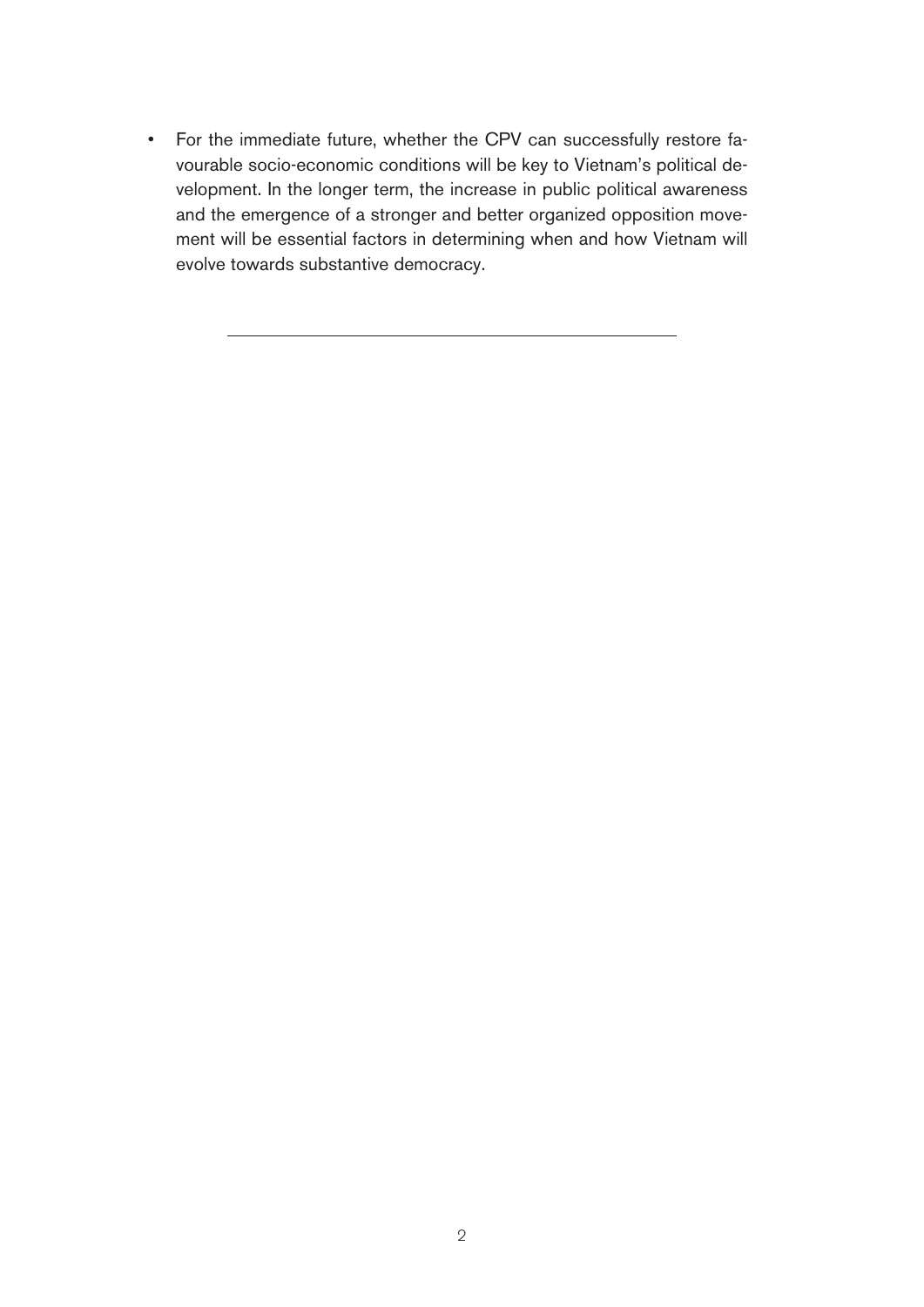- For the immediate future, whether the CPV can successfully restore favourable socio-economic conditions will be key to Vietnam's political development. In the longer term, the increase in public political awareness and the emergence of a stronger and better organized opposition movement will be essential factors in determining when and how Vietnam will evolve towards substantive democracy.

---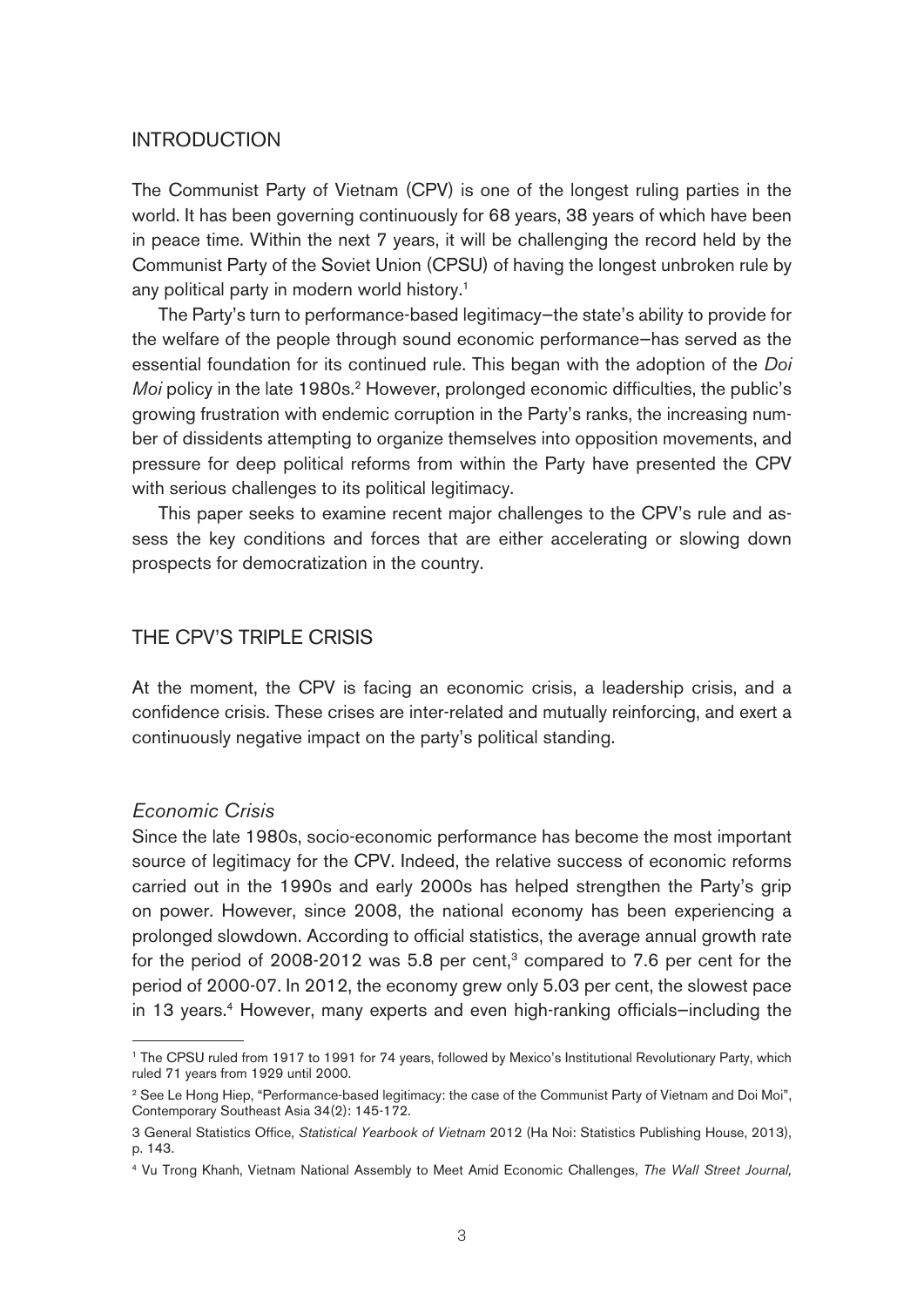## INTRODUCTION

The Communist Party of Vietnam (CPV) is one of the longest ruling parties in the world. It has been governing continuously for 68 years, 38 years of which have been in peace time. Within the next 7 years, it will be challenging the record held by the Communist Party of the Soviet Union (CPSU) of having the longest unbroken rule by any political party in modern world history.[1]

The Party's turn to performance-based legitimacy—the state's ability to provide for the welfare of the people through sound economic performance—has served as the essential foundation for its continued rule. This began with the adoption of the *Doi Moi* policy in the late 1980s.[2] However, prolonged economic difficulties, the public's growing frustration with endemic corruption in the Party's ranks, the increasing number of dissidents attempting to organize themselves into opposition movements, and pressure for deep political reforms from within the Party have presented the CPV with serious challenges to its political legitimacy.

This paper seeks to examine recent major challenges to the CPV's rule and assess the key conditions and forces that are either accelerating or slowing down prospects for democratization in the country.

## THE CPV'S TRIPLE CRISIS

At the moment, the CPV is facing an economic crisis, a leadership crisis, and a confidence crisis. These crises are inter-related and mutually reinforcing, and exert a continuously negative impact on the party's political standing.

### *Economic Crisis*

Since the late 1980s, socio-economic performance has become the most important source of legitimacy for the CPV. Indeed, the relative success of economic reforms carried out in the 1990s and early 2000s has helped strengthen the Party's grip on power. However, since 2008, the national economy has been experiencing a prolonged slowdown. According to official statistics, the average annual growth rate for the period of 2008-2012 was 5.8 per cent,[3] compared to 7.6 per cent for the period of 2000-07. In 2012, the economy grew only 5.03 per cent, the slowest pace in 13 years.[4] However, many experts and even high-ranking officials—including the

---

[1] The CPSU ruled from 1917 to 1991 for 74 years, followed by Mexico's Institutional Revolutionary Party, which ruled 71 years from 1929 until 2000.

[2] See Le Hong Hiep, "Performance-based legitimacy: the case of the Communist Party of Vietnam and Doi Moi", Contemporary Southeast Asia 34(2): 145-172.

[3] General Statistics Office, *Statistical Yearbook of Vietnam* 2012 (Ha Noi: Statistics Publishing House, 2013), p. 143.

[4] Vu Trong Khanh, Vietnam National Assembly to Meet Amid Economic Challenges, *The Wall Street Journal,*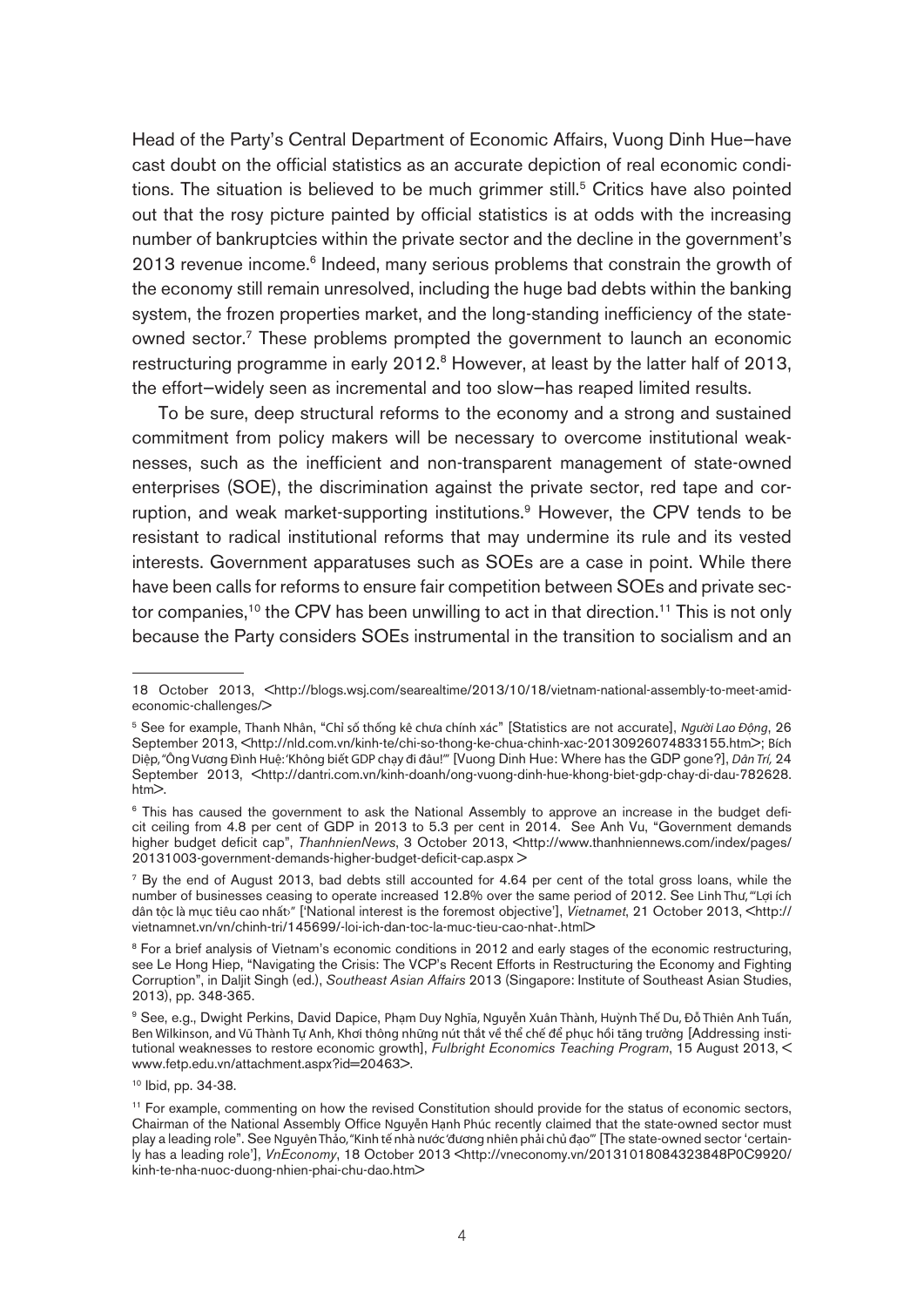Head of the Party's Central Department of Economic Affairs, Vuong Dinh Hue—have cast doubt on the official statistics as an accurate depiction of real economic conditions. The situation is believed to be much grimmer still.[5] Critics have also pointed out that the rosy picture painted by official statistics is at odds with the increasing number of bankruptcies within the private sector and the decline in the government's 2013 revenue income.[6] Indeed, many serious problems that constrain the growth of the economy still remain unresolved, including the huge bad debts within the banking system, the frozen properties market, and the long-standing inefficiency of the state-owned sector.[7] These problems prompted the government to launch an economic restructuring programme in early 2012.[8] However, at least by the latter half of 2013, the effort—widely seen as incremental and too slow—has reaped limited results.

To be sure, deep structural reforms to the economy and a strong and sustained commitment from policy makers will be necessary to overcome institutional weaknesses, such as the inefficient and non-transparent management of state-owned enterprises (SOE), the discrimination against the private sector, red tape and corruption, and weak market-supporting institutions.[9] However, the CPV tends to be resistant to radical institutional reforms that may undermine its rule and its vested interests. Government apparatuses such as SOEs are a case in point. While there have been calls for reforms to ensure fair competition between SOEs and private sector companies,[10] the CPV has been unwilling to act in that direction.[11] This is not only because the Party considers SOEs instrumental in the transition to socialism and an

---

18 October 2013, <http://blogs.wsj.com/searealtime/2013/10/18/vietnam-national-assembly-to-meet-amid-economic-challenges/>

[5] See for example, Thanh Nhân, "Chỉ số thống kê chưa chính xác" [Statistics are not accurate], *Người Lao Động*, 26 September 2013, <http://nld.com.vn/kinh-te/chi-so-thong-ke-chua-chinh-xac-20130926074833155.htm>; Bích Diệp, "Ông Vương Đình Huệ: 'Không biết GDP chạy đi đâu!'" [Vuong Dinh Hue: Where has the GDP gone?], *Dân Trí,* 24 September 2013, <http://dantri.com.vn/kinh-doanh/ong-vuong-dinh-hue-khong-biet-gdp-chay-di-dau-782628.htm>.

[6] This has caused the government to ask the National Assembly to approve an increase in the budget deficit ceiling from 4.8 per cent of GDP in 2013 to 5.3 per cent in 2014. See Anh Vu, "Government demands higher budget deficit cap", *ThanhnienNews*, 3 October 2013, <http://www.thanhniennews.com/index/pages/20131003-government-demands-higher-budget-deficit-cap.aspx>

[7] By the end of August 2013, bad debts still accounted for 4.64 per cent of the total gross loans, while the number of businesses ceasing to operate increased 12.8% over the same period of 2012. See Linh Thư, "'Lợi ích dân tộc là mục tiêu cao nhất'" ['National interest is the foremost objective'], *Vietnamet*, 21 October 2013, <http://vietnamnet.vn/vn/chinh-tri/145699/-loi-ich-dan-toc-la-muc-tieu-cao-nhat-.html>

[8] For a brief analysis of Vietnam's economic conditions in 2012 and early stages of the economic restructuring, see Le Hong Hiep, "Navigating the Crisis: The VCP's Recent Efforts in Restructuring the Economy and Fighting Corruption", in Daljit Singh (ed.), *Southeast Asian Affairs* 2013 (Singapore: Institute of Southeast Asian Studies, 2013), pp. 348-365.

[9] See, e.g., Dwight Perkins, David Dapice, Phạm Duy Nghĩa, Nguyễn Xuân Thành, Huỳnh Thế Du, Đỗ Thiên Anh Tuấn, Ben Wilkinson, and Vũ Thành Tự Anh, Khơi thông những nút thắt về thể chế để phục hồi tăng trưởng [Addressing institutional weaknesses to restore economic growth], *Fulbright Economics Teaching Program*, 15 August 2013, < www.fetp.edu.vn/attachment.aspx?id=20463>.

[10] Ibid, pp. 34-38.

[11] For example, commenting on how the revised Constitution should provide for the status of economic sectors, Chairman of the National Assembly Office Nguyễn Hạnh Phúc recently claimed that the state-owned sector must play a leading role". See Nguyên Thảo, "Kinh tế nhà nước 'đương nhiên phải chủ đạo'" [The state-owned sector 'certainly has a leading role'], *VnEconomy*, 18 October 2013 <http://vneconomy.vn/20131018084323848P0C9920/kinh-te-nha-nuoc-duong-nhien-phai-chu-dao.htm>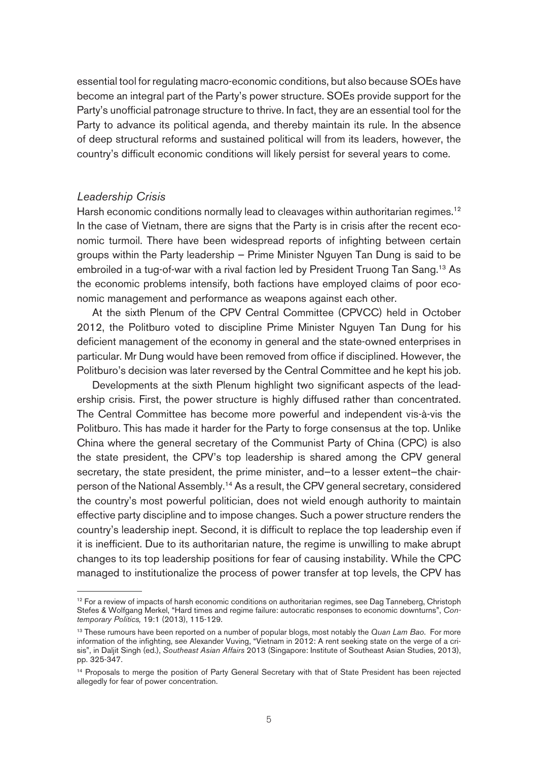essential tool for regulating macro-economic conditions, but also because SOEs have become an integral part of the Party's power structure. SOEs provide support for the Party's unofficial patronage structure to thrive. In fact, they are an essential tool for the Party to advance its political agenda, and thereby maintain its rule. In the absence of deep structural reforms and sustained political will from its leaders, however, the country's difficult economic conditions will likely persist for several years to come.

### *Leadership Crisis*

Harsh economic conditions normally lead to cleavages within authoritarian regimes.[12] In the case of Vietnam, there are signs that the Party is in crisis after the recent economic turmoil. There have been widespread reports of infighting between certain groups within the Party leadership – Prime Minister Nguyen Tan Dung is said to be embroiled in a tug-of-war with a rival faction led by President Truong Tan Sang.[13] As the economic problems intensify, both factions have employed claims of poor economic management and performance as weapons against each other.

At the sixth Plenum of the CPV Central Committee (CPVCC) held in October 2012, the Politburo voted to discipline Prime Minister Nguyen Tan Dung for his deficient management of the economy in general and the state-owned enterprises in particular. Mr Dung would have been removed from office if disciplined. However, the Politburo's decision was later reversed by the Central Committee and he kept his job.

Developments at the sixth Plenum highlight two significant aspects of the leadership crisis. First, the power structure is highly diffused rather than concentrated. The Central Committee has become more powerful and independent vis-à-vis the Politburo. This has made it harder for the Party to forge consensus at the top. Unlike China where the general secretary of the Communist Party of China (CPC) is also the state president, the CPV's top leadership is shared among the CPV general secretary, the state president, the prime minister, and—to a lesser extent—the chairperson of the National Assembly.[14] As a result, the CPV general secretary, considered the country's most powerful politician, does not wield enough authority to maintain effective party discipline and to impose changes. Such a power structure renders the country's leadership inept. Second, it is difficult to replace the top leadership even if it is inefficient. Due to its authoritarian nature, the regime is unwilling to make abrupt changes to its top leadership positions for fear of causing instability. While the CPC managed to institutionalize the process of power transfer at top levels, the CPV has

---

[12] For a review of impacts of harsh economic conditions on authoritarian regimes, see Dag Tanneberg, Christoph Stefes & Wolfgang Merkel, "Hard times and regime failure: autocratic responses to economic downturns", *Contemporary Politics,* 19:1 (2013), 115-129.

[13] These rumours have been reported on a number of popular blogs, most notably the *Quan Lam Bao*. For more information of the infighting, see Alexander Vuving, "Vietnam in 2012: A rent seeking state on the verge of a crisis", in Daljit Singh (ed.), *Southeast Asian Affairs* 2013 (Singapore: Institute of Southeast Asian Studies, 2013), pp. 325-347.

[14] Proposals to merge the position of Party General Secretary with that of State President has been rejected allegedly for fear of power concentration.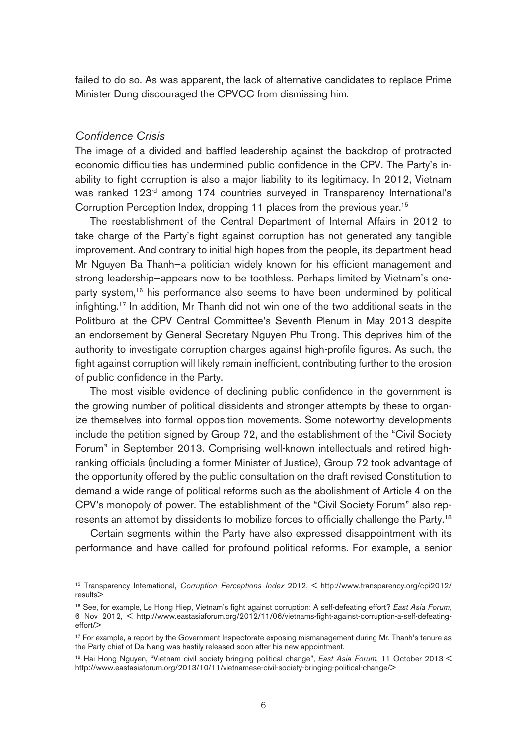failed to do so. As was apparent, the lack of alternative candidates to replace Prime Minister Dung discouraged the CPVCC from dismissing him.

### *Confidence Crisis*

The image of a divided and baffled leadership against the backdrop of protracted economic difficulties has undermined public confidence in the CPV. The Party's inability to fight corruption is also a major liability to its legitimacy. In 2012, Vietnam was ranked 123rd among 174 countries surveyed in Transparency International's Corruption Perception Index, dropping 11 places from the previous year.[15]

The reestablishment of the Central Department of Internal Affairs in 2012 to take charge of the Party's fight against corruption has not generated any tangible improvement. And contrary to initial high hopes from the people, its department head Mr Nguyen Ba Thanh–a politician widely known for his efficient management and strong leadership–appears now to be toothless. Perhaps limited by Vietnam's one-party system,[16] his performance also seems to have been undermined by political infighting.[17] In addition, Mr Thanh did not win one of the two additional seats in the Politburo at the CPV Central Committee's Seventh Plenum in May 2013 despite an endorsement by General Secretary Nguyen Phu Trong. This deprives him of the authority to investigate corruption charges against high-profile figures. As such, the fight against corruption will likely remain inefficient, contributing further to the erosion of public confidence in the Party.

The most visible evidence of declining public confidence in the government is the growing number of political dissidents and stronger attempts by these to organize themselves into formal opposition movements. Some noteworthy developments include the petition signed by Group 72, and the establishment of the "Civil Society Forum" in September 2013. Comprising well-known intellectuals and retired high-ranking officials (including a former Minister of Justice), Group 72 took advantage of the opportunity offered by the public consultation on the draft revised Constitution to demand a wide range of political reforms such as the abolishment of Article 4 on the CPV's monopoly of power. The establishment of the "Civil Society Forum" also represents an attempt by dissidents to mobilize forces to officially challenge the Party.[18]

Certain segments within the Party have also expressed disappointment with its performance and have called for profound political reforms. For example, a senior

---

[15] Transparency International, *Corruption Perceptions Index* 2012, < http://www.transparency.org/cpi2012/results>

[16] See, for example, Le Hong Hiep, Vietnam's fight against corruption: A self-defeating effort? *East Asia Forum*, 6 Nov 2012, < http://www.eastasiaforum.org/2012/11/06/vietnams-fight-against-corruption-a-self-defeating-effort/>

[17] For example, a report by the Government Inspectorate exposing mismanagement during Mr. Thanh's tenure as the Party chief of Da Nang was hastily released soon after his new appointment.

[18] Hai Hong Nguyen, "Vietnam civil society bringing political change", *East Asia Forum*, 11 October 2013 < http://www.eastasiaforum.org/2013/10/11/vietnamese-civil-society-bringing-political-change/>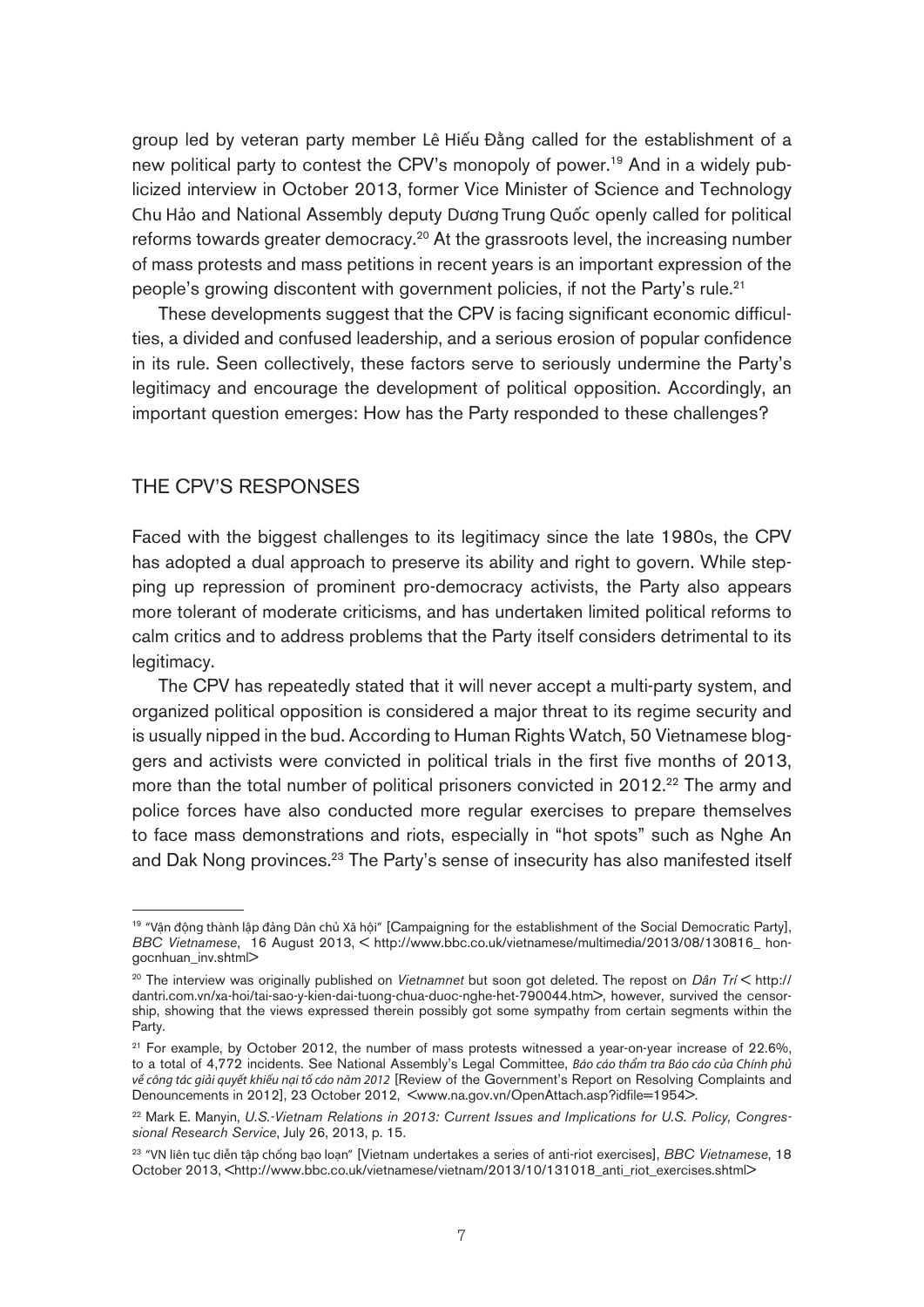group led by veteran party member Lê Hiếu Đằng called for the establishment of a new political party to contest the CPV's monopoly of power.[19] And in a widely publicized interview in October 2013, former Vice Minister of Science and Technology Chu Hảo and National Assembly deputy Dương Trung Quốc openly called for political reforms towards greater democracy.[20] At the grassroots level, the increasing number of mass protests and mass petitions in recent years is an important expression of the people's growing discontent with government policies, if not the Party's rule.[21]

These developments suggest that the CPV is facing significant economic difficulties, a divided and confused leadership, and a serious erosion of popular confidence in its rule. Seen collectively, these factors serve to seriously undermine the Party's legitimacy and encourage the development of political opposition. Accordingly, an important question emerges: How has the Party responded to these challenges?

## THE CPV'S RESPONSES

Faced with the biggest challenges to its legitimacy since the late 1980s, the CPV has adopted a dual approach to preserve its ability and right to govern. While stepping up repression of prominent pro-democracy activists, the Party also appears more tolerant of moderate criticisms, and has undertaken limited political reforms to calm critics and to address problems that the Party itself considers detrimental to its legitimacy.

The CPV has repeatedly stated that it will never accept a multi-party system, and organized political opposition is considered a major threat to its regime security and is usually nipped in the bud. According to Human Rights Watch, 50 Vietnamese bloggers and activists were convicted in political trials in the first five months of 2013, more than the total number of political prisoners convicted in 2012.[22] The army and police forces have also conducted more regular exercises to prepare themselves to face mass demonstrations and riots, especially in "hot spots" such as Nghe An and Dak Nong provinces.[23] The Party's sense of insecurity has also manifested itself

---

[19] "Vận động thành lập đảng Dân chủ Xã hội" [Campaigning for the establishment of the Social Democratic Party], *BBC Vietnamese*, 16 August 2013, < http://www.bbc.co.uk/vietnamese/multimedia/2013/08/130816_ hongocnhuan_inv.shtml>

[20] The interview was originally published on *Vietnamnet* but soon got deleted. The repost on *Dân Trí* < http://dantri.com.vn/xa-hoi/tai-sao-y-kien-dai-tuong-chua-duoc-nghe-het-790044.htm>, however, survived the censorship, showing that the views expressed therein possibly got some sympathy from certain segments within the Party.

[21] For example, by October 2012, the number of mass protests witnessed a year-on-year increase of 22.6%, to a total of 4,772 incidents. See National Assembly's Legal Committee, *Báo cáo thẩm tra Báo cáo của Chính phủ về công tác giải quyết khiếu nại tố cáo năm 2012* [Review of the Government's Report on Resolving Complaints and Denouncements in 2012], 23 October 2012, <www.na.gov.vn/OpenAttach.asp?idfile=1954>.

[22] Mark E. Manyin, *U.S.-Vietnam Relations in 2013: Current Issues and Implications for U.S. Policy, Congressional Research Service*, July 26, 2013, p. 15.

[23] "VN liên tục diễn tập chống bạo loạn" [Vietnam undertakes a series of anti-riot exercises], *BBC Vietnamese*, 18 October 2013, <http://www.bbc.co.uk/vietnamese/vietnam/2013/10/131018_anti_riot_exercises.shtml>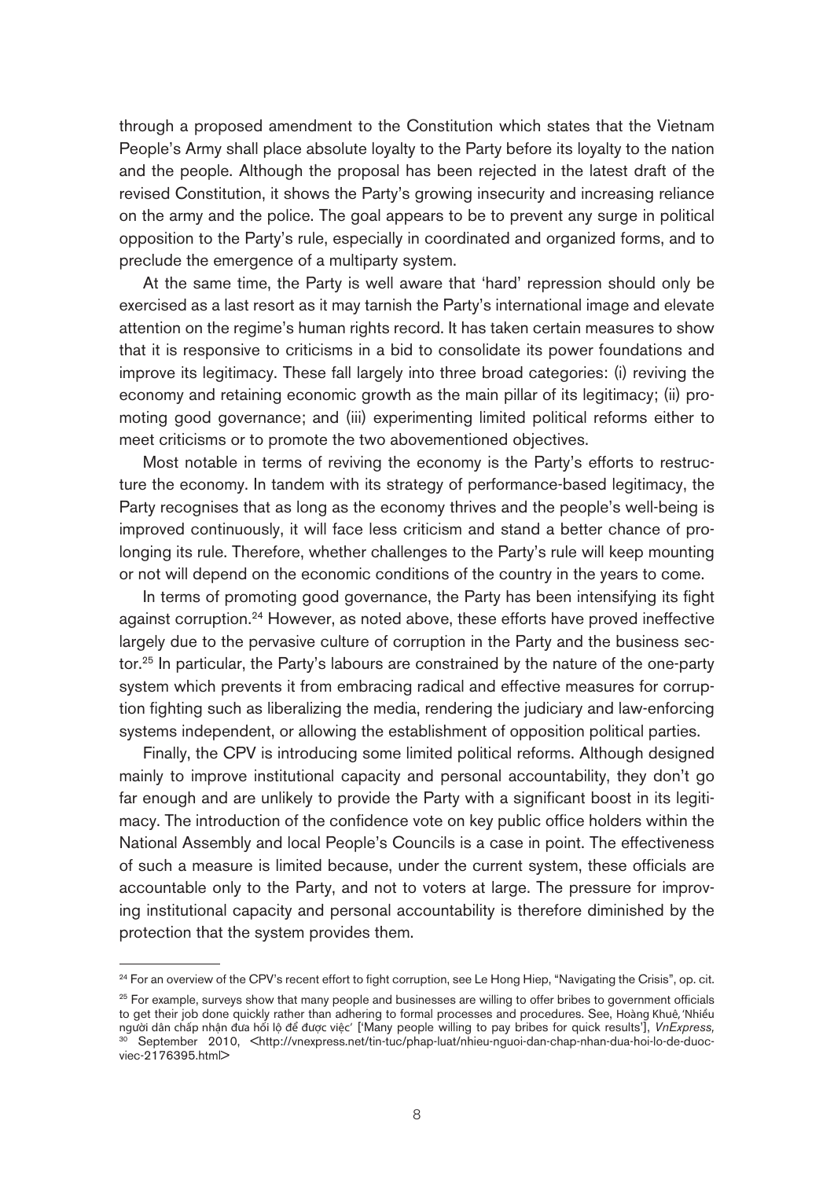through a proposed amendment to the Constitution which states that the Vietnam People's Army shall place absolute loyalty to the Party before its loyalty to the nation and the people. Although the proposal has been rejected in the latest draft of the revised Constitution, it shows the Party's growing insecurity and increasing reliance on the army and the police. The goal appears to be to prevent any surge in political opposition to the Party's rule, especially in coordinated and organized forms, and to preclude the emergence of a multiparty system.

At the same time, the Party is well aware that 'hard' repression should only be exercised as a last resort as it may tarnish the Party's international image and elevate attention on the regime's human rights record. It has taken certain measures to show that it is responsive to criticisms in a bid to consolidate its power foundations and improve its legitimacy. These fall largely into three broad categories: (i) reviving the economy and retaining economic growth as the main pillar of its legitimacy; (ii) promoting good governance; and (iii) experimenting limited political reforms either to meet criticisms or to promote the two abovementioned objectives.

Most notable in terms of reviving the economy is the Party's efforts to restructure the economy. In tandem with its strategy of performance-based legitimacy, the Party recognises that as long as the economy thrives and the people's well-being is improved continuously, it will face less criticism and stand a better chance of prolonging its rule. Therefore, whether challenges to the Party's rule will keep mounting or not will depend on the economic conditions of the country in the years to come.

In terms of promoting good governance, the Party has been intensifying its fight against corruption.[24] However, as noted above, these efforts have proved ineffective largely due to the pervasive culture of corruption in the Party and the business sector.[25] In particular, the Party's labours are constrained by the nature of the one-party system which prevents it from embracing radical and effective measures for corruption fighting such as liberalizing the media, rendering the judiciary and law-enforcing systems independent, or allowing the establishment of opposition political parties.

Finally, the CPV is introducing some limited political reforms. Although designed mainly to improve institutional capacity and personal accountability, they don't go far enough and are unlikely to provide the Party with a significant boost in its legitimacy. The introduction of the confidence vote on key public office holders within the National Assembly and local People's Councils is a case in point. The effectiveness of such a measure is limited because, under the current system, these officials are accountable only to the Party, and not to voters at large. The pressure for improving institutional capacity and personal accountability is therefore diminished by the protection that the system provides them.

---

[24] For an overview of the CPV's recent effort to fight corruption, see Le Hong Hiep, "Navigating the Crisis", op. cit.

[25] For example, surveys show that many people and businesses are willing to offer bribes to government officials to get their job done quickly rather than adhering to formal processes and procedures. See, Hoàng Khuê, 'Nhiều người dân chấp nhận đưa hối lộ để được việc' ['Many people willing to pay bribes for quick results'], *VnExpress,* 30 September 2010, <http://vnexpress.net/tin-tuc/phap-luat/nhieu-nguoi-dan-chap-nhan-dua-hoi-lo-de-duoc-viec-2176395.html>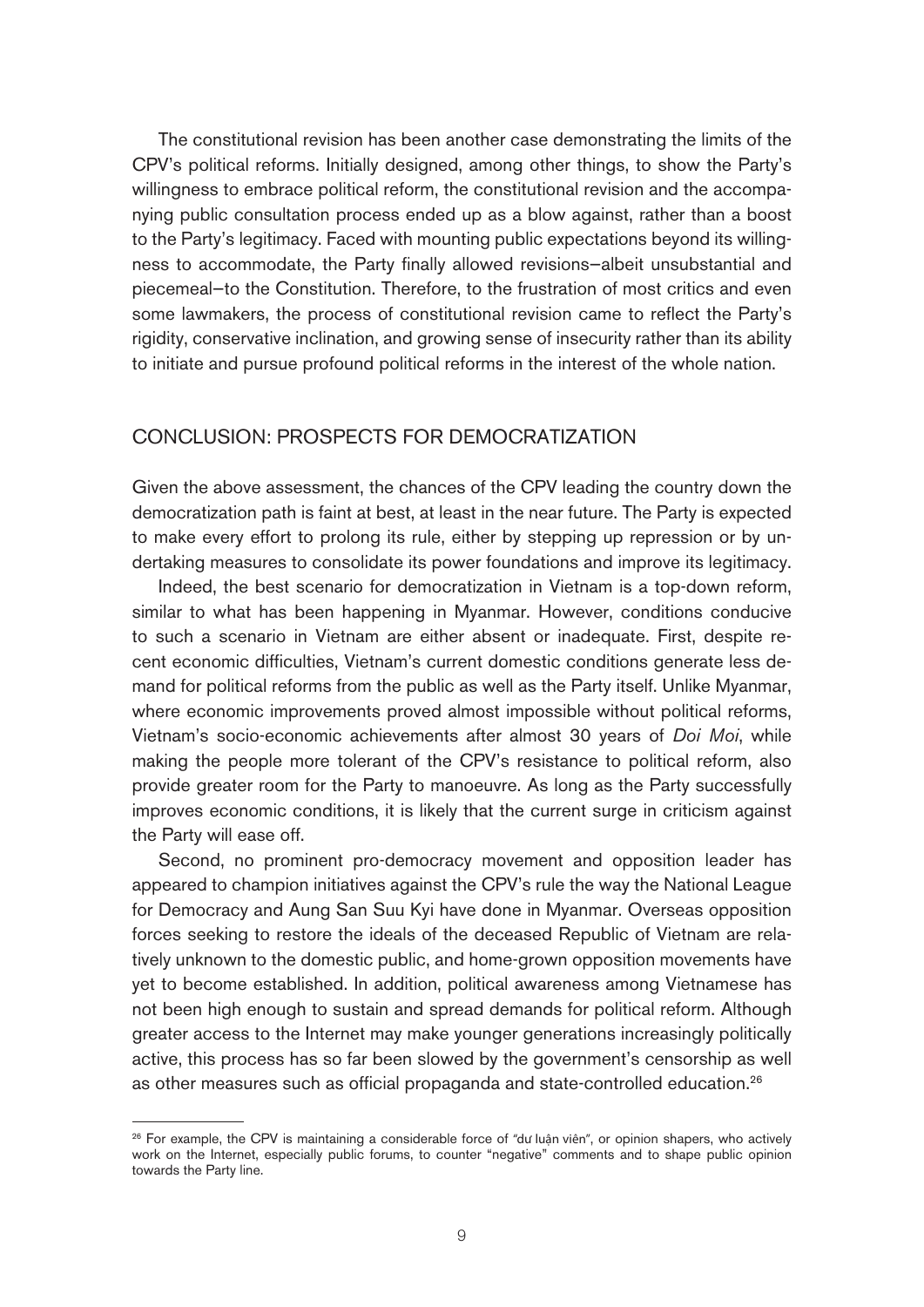The constitutional revision has been another case demonstrating the limits of the CPV's political reforms. Initially designed, among other things, to show the Party's willingness to embrace political reform, the constitutional revision and the accompanying public consultation process ended up as a blow against, rather than a boost to the Party's legitimacy. Faced with mounting public expectations beyond its willingness to accommodate, the Party finally allowed revisions–albeit unsubstantial and piecemeal–to the Constitution. Therefore, to the frustration of most critics and even some lawmakers, the process of constitutional revision came to reflect the Party's rigidity, conservative inclination, and growing sense of insecurity rather than its ability to initiate and pursue profound political reforms in the interest of the whole nation.

## CONCLUSION: PROSPECTS FOR DEMOCRATIZATION

Given the above assessment, the chances of the CPV leading the country down the democratization path is faint at best, at least in the near future. The Party is expected to make every effort to prolong its rule, either by stepping up repression or by undertaking measures to consolidate its power foundations and improve its legitimacy.

Indeed, the best scenario for democratization in Vietnam is a top-down reform, similar to what has been happening in Myanmar. However, conditions conducive to such a scenario in Vietnam are either absent or inadequate. First, despite recent economic difficulties, Vietnam's current domestic conditions generate less demand for political reforms from the public as well as the Party itself. Unlike Myanmar, where economic improvements proved almost impossible without political reforms, Vietnam's socio-economic achievements after almost 30 years of *Doi Moi*, while making the people more tolerant of the CPV's resistance to political reform, also provide greater room for the Party to manoeuvre. As long as the Party successfully improves economic conditions, it is likely that the current surge in criticism against the Party will ease off.

Second, no prominent pro-democracy movement and opposition leader has appeared to champion initiatives against the CPV's rule the way the National League for Democracy and Aung San Suu Kyi have done in Myanmar. Overseas opposition forces seeking to restore the ideals of the deceased Republic of Vietnam are relatively unknown to the domestic public, and home-grown opposition movements have yet to become established. In addition, political awareness among Vietnamese has not been high enough to sustain and spread demands for political reform. Although greater access to the Internet may make younger generations increasingly politically active, this process has so far been slowed by the government's censorship as well as other measures such as official propaganda and state-controlled education.[26]

---

[26] For example, the CPV is maintaining a considerable force of "dư luận viên", or opinion shapers, who actively work on the Internet, especially public forums, to counter "negative" comments and to shape public opinion towards the Party line.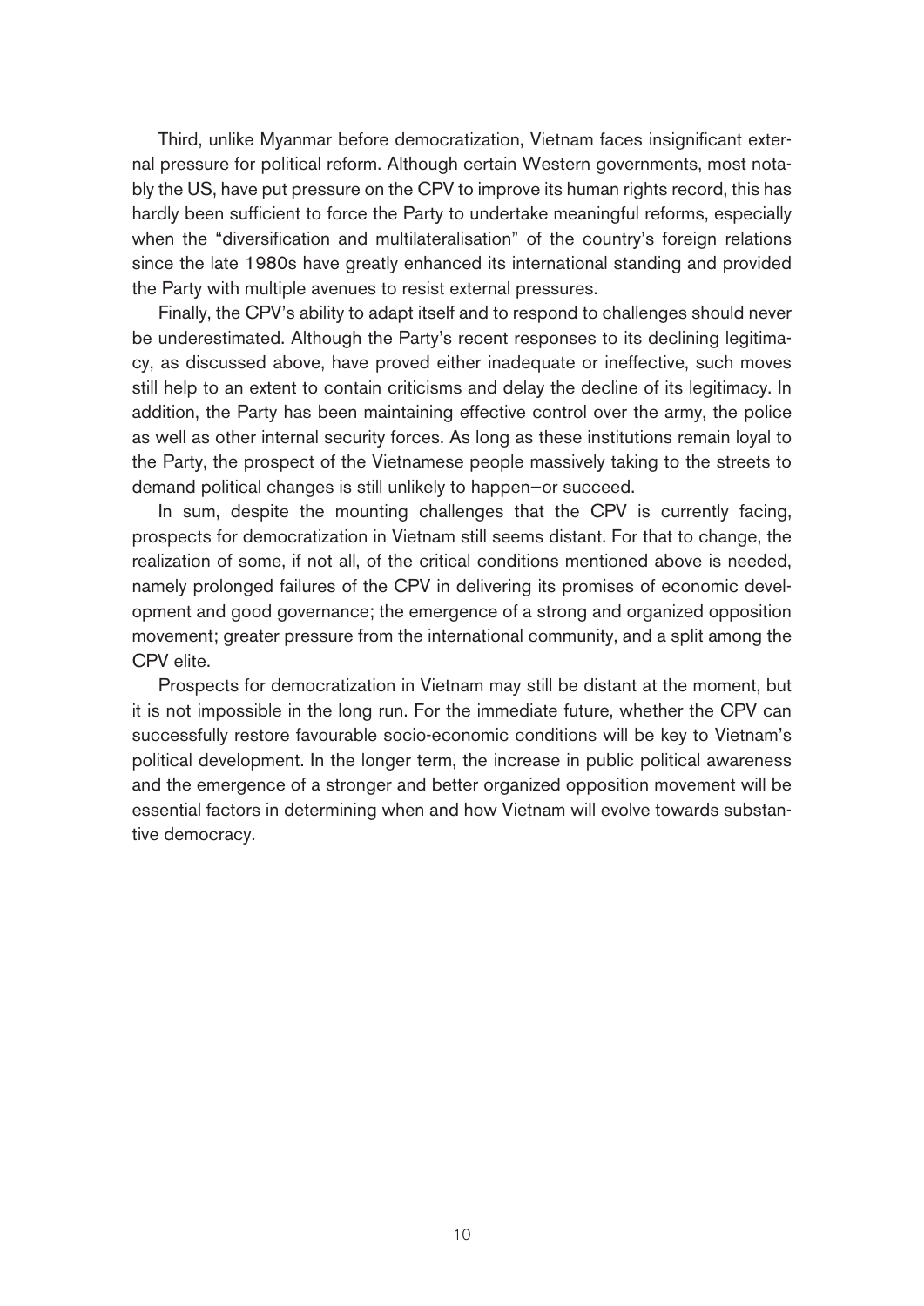Third, unlike Myanmar before democratization, Vietnam faces insignificant external pressure for political reform. Although certain Western governments, most notably the US, have put pressure on the CPV to improve its human rights record, this has hardly been sufficient to force the Party to undertake meaningful reforms, especially when the "diversification and multilateralisation" of the country's foreign relations since the late 1980s have greatly enhanced its international standing and provided the Party with multiple avenues to resist external pressures.

Finally, the CPV's ability to adapt itself and to respond to challenges should never be underestimated. Although the Party's recent responses to its declining legitimacy, as discussed above, have proved either inadequate or ineffective, such moves still help to an extent to contain criticisms and delay the decline of its legitimacy. In addition, the Party has been maintaining effective control over the army, the police as well as other internal security forces. As long as these institutions remain loyal to the Party, the prospect of the Vietnamese people massively taking to the streets to demand political changes is still unlikely to happen–or succeed.

In sum, despite the mounting challenges that the CPV is currently facing, prospects for democratization in Vietnam still seems distant. For that to change, the realization of some, if not all, of the critical conditions mentioned above is needed, namely prolonged failures of the CPV in delivering its promises of economic development and good governance; the emergence of a strong and organized opposition movement; greater pressure from the international community, and a split among the CPV elite.

Prospects for democratization in Vietnam may still be distant at the moment, but it is not impossible in the long run. For the immediate future, whether the CPV can successfully restore favourable socio-economic conditions will be key to Vietnam's political development. In the longer term, the increase in public political awareness and the emergence of a stronger and better organized opposition movement will be essential factors in determining when and how Vietnam will evolve towards substantive democracy.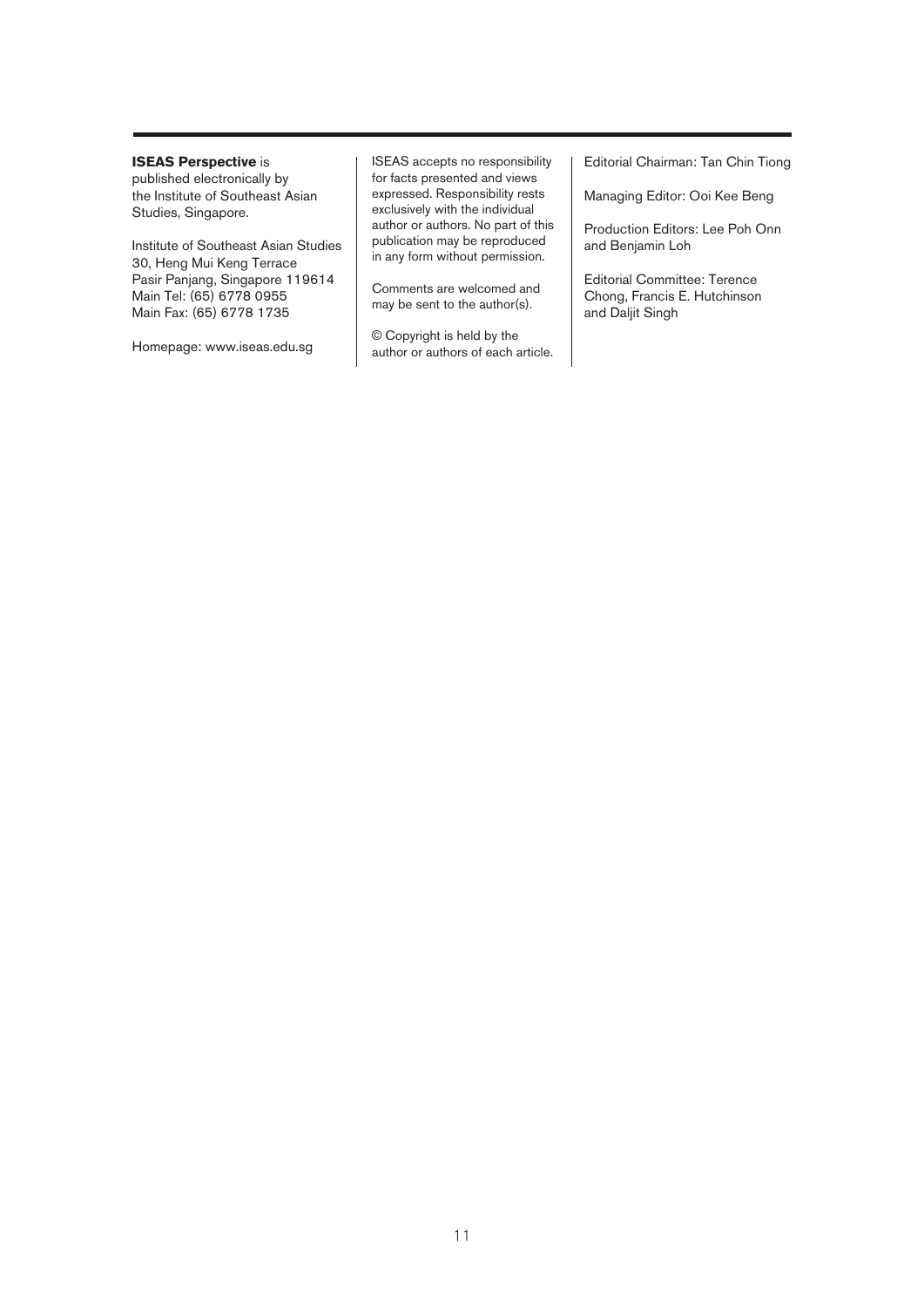**ISEAS Perspective** is published electronically by the Institute of Southeast Asian Studies, Singapore.

Institute of Southeast Asian Studies
30, Heng Mui Keng Terrace
Pasir Panjang, Singapore 119614
Main Tel: (65) 6778 0955
Main Fax: (65) 6778 1735

Homepage: www.iseas.edu.sg

ISEAS accepts no responsibility for facts presented and views expressed. Responsibility rests exclusively with the individual author or authors. No part of this publication may be reproduced in any form without permission.

Comments are welcomed and may be sent to the author(s).

© Copyright is held by the author or authors of each article.

Editorial Chairman: Tan Chin Tiong

Managing Editor: Ooi Kee Beng

Production Editors: Lee Poh Onn and Benjamin Loh

Editorial Committee: Terence Chong, Francis E. Hutchinson and Daljit Singh